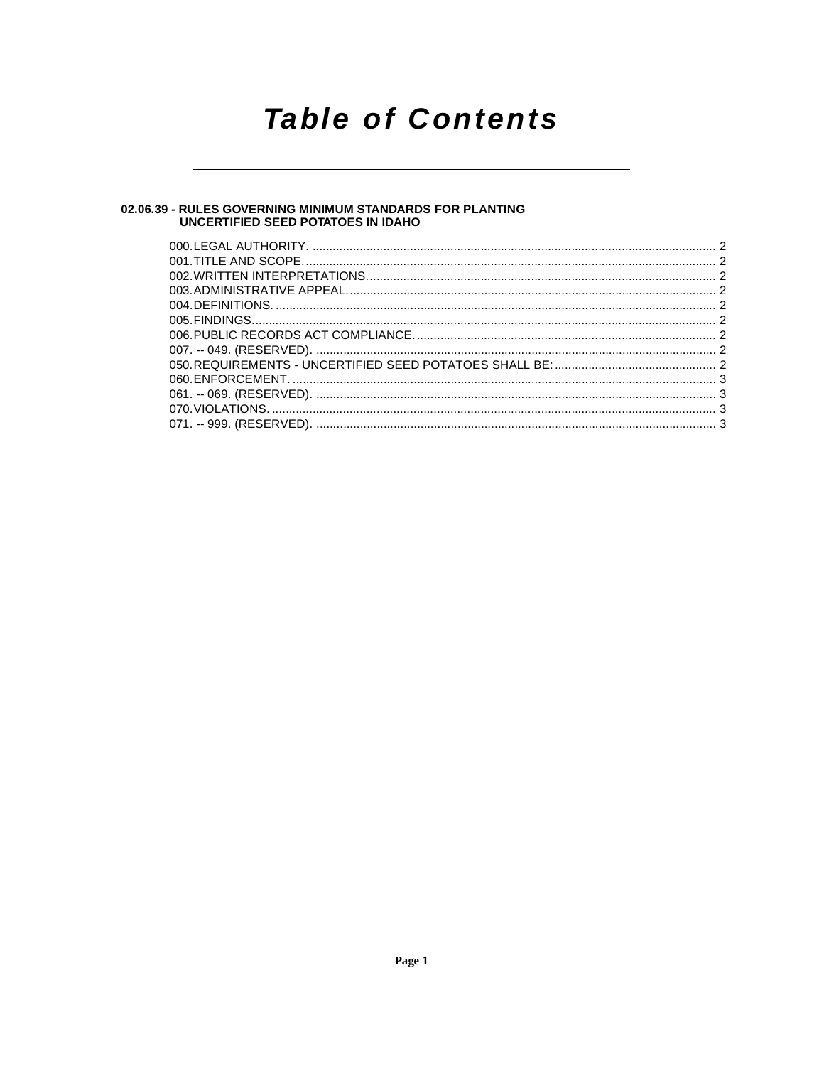# Table of Contents

## 02.06.39 - RULES GOVERNING MINIMUM STANDARDS FOR PLANTING UNCERTIFIED SEED POTATOES IN IDAHO

000. LEGAL AUTHORITY. ........................................................ 2
001. TITLE AND SCOPE. ........................................................ 2
002. WRITTEN INTERPRETATIONS. ........................................................ 2
003. ADMINISTRATIVE APPEAL. ........................................................ 2
004. DEFINITIONS. ........................................................ 2
005. FINDINGS. ........................................................ 2
006. PUBLIC RECORDS ACT COMPLIANCE. ........................................................ 2
007. -- 049. (RESERVED). ........................................................ 2
050. REQUIREMENTS - UNCERTIFIED SEED POTATOES SHALL BE: ........................................................ 2
060. ENFORCEMENT. ........................................................ 3
061. -- 069. (RESERVED). ........................................................ 3
070. VIOLATIONS. ........................................................ 3
071. -- 999. (RESERVED). ........................................................ 3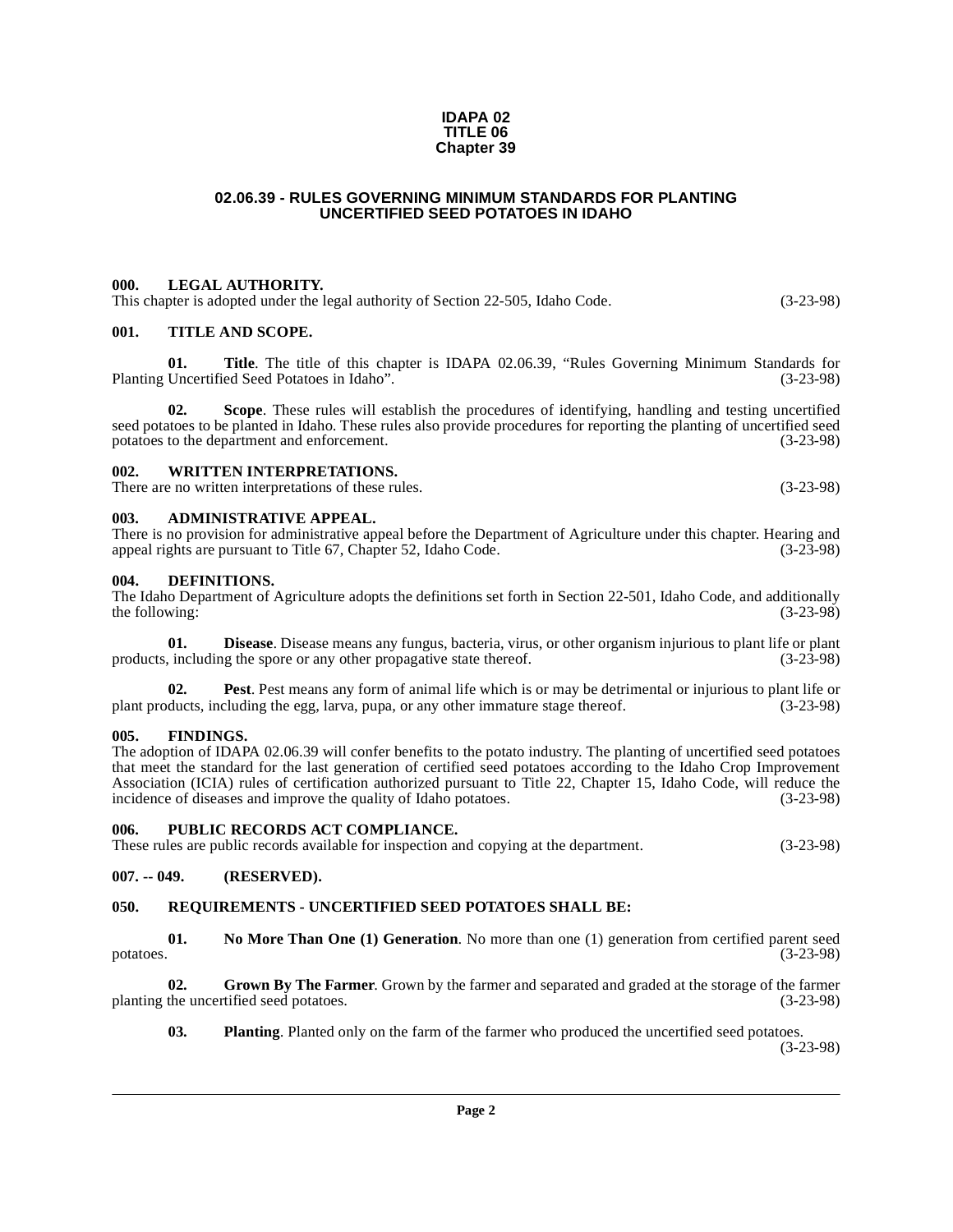**IDAPA 02**
**TITLE 06**
**Chapter 39**

## 02.06.39 - RULES GOVERNING MINIMUM STANDARDS FOR PLANTING UNCERTIFIED SEED POTATOES IN IDAHO

### 000. LEGAL AUTHORITY.

This chapter is adopted under the legal authority of Section 22-505, Idaho Code. (3-23-98)

### 001. TITLE AND SCOPE.

**01. Title**. The title of this chapter is IDAPA 02.06.39, "Rules Governing Minimum Standards for Planting Uncertified Seed Potatoes in Idaho". (3-23-98)

**02. Scope**. These rules will establish the procedures of identifying, handling and testing uncertified seed potatoes to be planted in Idaho. These rules also provide procedures for reporting the planting of uncertified seed potatoes to the department and enforcement. (3-23-98)

### 002. WRITTEN INTERPRETATIONS.

There are no written interpretations of these rules. (3-23-98)

### 003. ADMINISTRATIVE APPEAL.

There is no provision for administrative appeal before the Department of Agriculture under this chapter. Hearing and appeal rights are pursuant to Title 67, Chapter 52, Idaho Code. (3-23-98)

### 004. DEFINITIONS.

The Idaho Department of Agriculture adopts the definitions set forth in Section 22-501, Idaho Code, and additionally the following: (3-23-98)

**01. Disease**. Disease means any fungus, bacteria, virus, or other organism injurious to plant life or plant products, including the spore or any other propagative state thereof. (3-23-98)

**02. Pest**. Pest means any form of animal life which is or may be detrimental or injurious to plant life or plant products, including the egg, larva, pupa, or any other immature stage thereof. (3-23-98)

### 005. FINDINGS.

The adoption of IDAPA 02.06.39 will confer benefits to the potato industry. The planting of uncertified seed potatoes that meet the standard for the last generation of certified seed potatoes according to the Idaho Crop Improvement Association (ICIA) rules of certification authorized pursuant to Title 22, Chapter 15, Idaho Code, will reduce the incidence of diseases and improve the quality of Idaho potatoes. (3-23-98)

### 006. PUBLIC RECORDS ACT COMPLIANCE.

These rules are public records available for inspection and copying at the department. (3-23-98)

### 007. -- 049. (RESERVED).

### 050. REQUIREMENTS - UNCERTIFIED SEED POTATOES SHALL BE:

**01. No More Than One (1) Generation**. No more than one (1) generation from certified parent seed potatoes. (3-23-98)

**02. Grown By The Farmer**. Grown by the farmer and separated and graded at the storage of the farmer planting the uncertified seed potatoes. (3-23-98)

**03. Planting**. Planted only on the farm of the farmer who produced the uncertified seed potatoes. (3-23-98)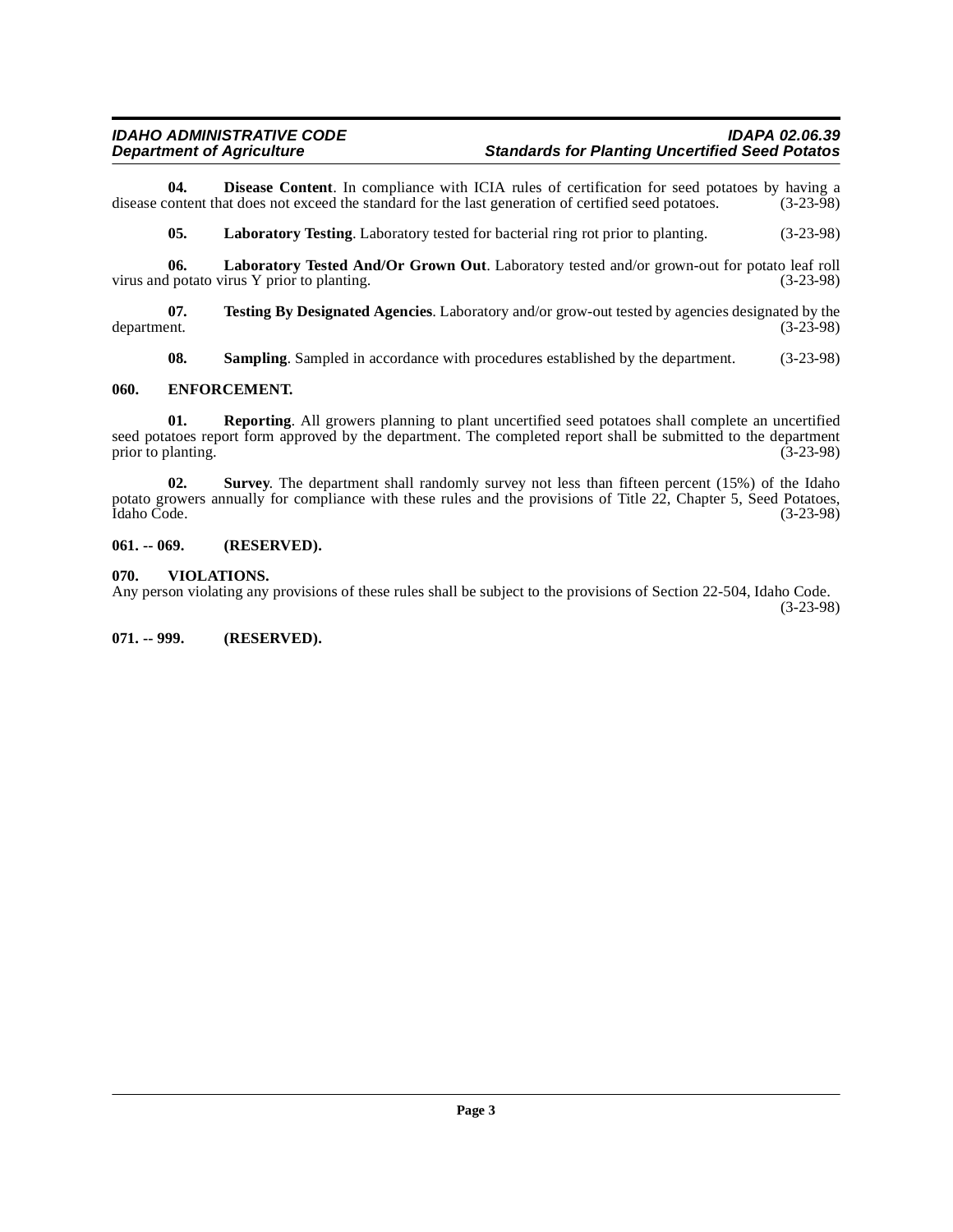**04. Disease Content**. In compliance with ICIA rules of certification for seed potatoes by having a disease content that does not exceed the standard for the last generation of certified seed potatoes. (3-23-98)

**05. Laboratory Testing**. Laboratory tested for bacterial ring rot prior to planting. (3-23-98)

**06. Laboratory Tested And/Or Grown Out**. Laboratory tested and/or grown-out for potato leaf roll virus and potato virus Y prior to planting. (3-23-98)

**07. Testing By Designated Agencies**. Laboratory and/or grow-out tested by agencies designated by the department. (3-23-98)

**08. Sampling**. Sampled in accordance with procedures established by the department. (3-23-98)

### 060. ENFORCEMENT.

**01. Reporting**. All growers planning to plant uncertified seed potatoes shall complete an uncertified seed potatoes report form approved by the department. The completed report shall be submitted to the department prior to planting. (3-23-98)

**02. Survey**. The department shall randomly survey not less than fifteen percent (15%) of the Idaho potato growers annually for compliance with these rules and the provisions of Title 22, Chapter 5, Seed Potatoes, Idaho Code. (3-23-98)

### 061. -- 069. (RESERVED).

### 070. VIOLATIONS.

Any person violating any provisions of these rules shall be subject to the provisions of Section 22-504, Idaho Code. (3-23-98)

### 071. -- 999. (RESERVED).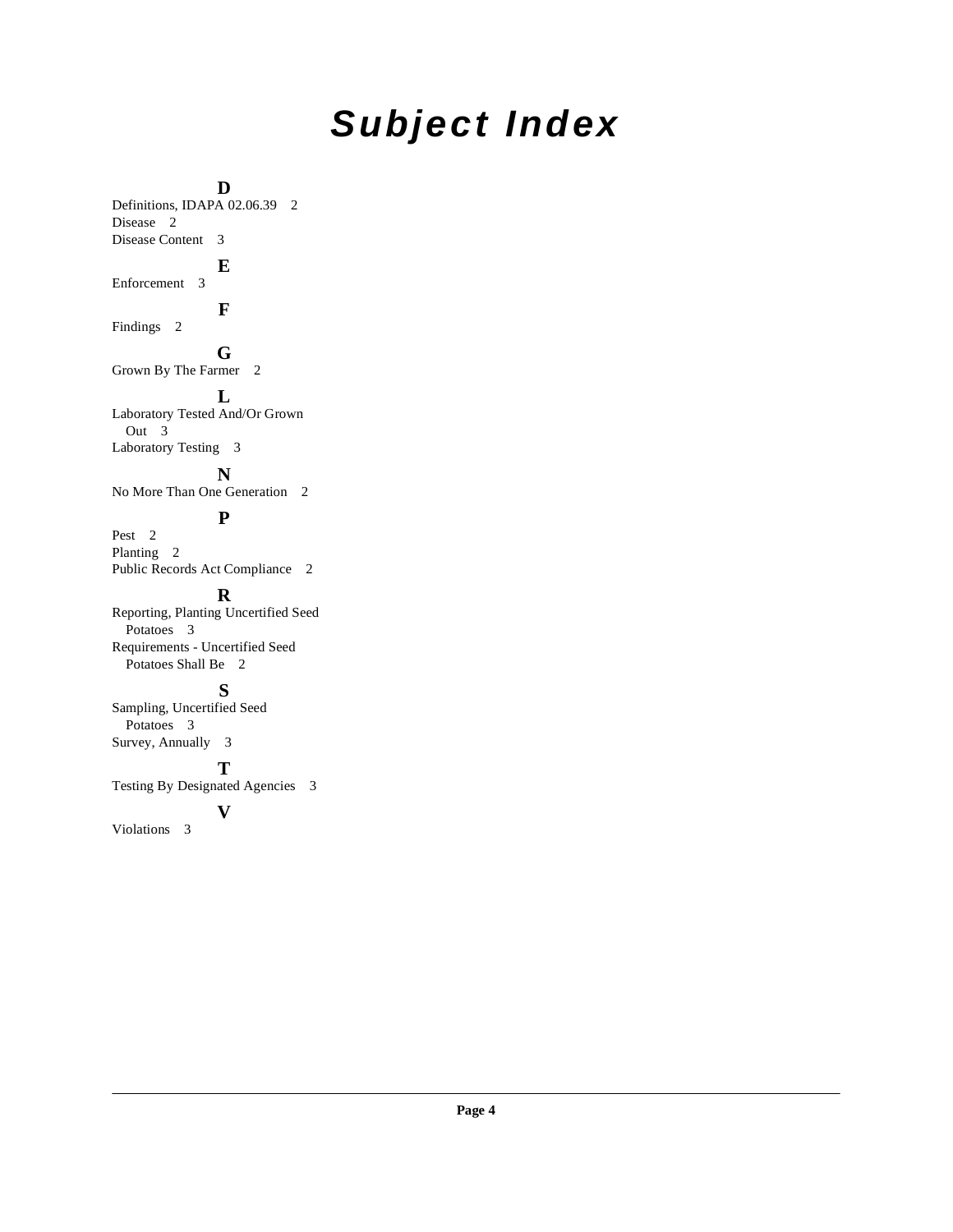# *Subject Index*

**D**

Definitions, IDAPA 02.06.39 2
Disease 2
Disease Content 3

**E**

Enforcement 3

**F**

Findings 2

**G**

Grown By The Farmer 2

**L**

Laboratory Tested And/Or Grown Out 3
Laboratory Testing 3

**N**

No More Than One Generation 2

**P**

Pest 2
Planting 2
Public Records Act Compliance 2

**R**

Reporting, Planting Uncertified Seed Potatoes 3
Requirements - Uncertified Seed Potatoes Shall Be 2

**S**

Sampling, Uncertified Seed Potatoes 3
Survey, Annually 3

**T**

Testing By Designated Agencies 3

**V**

Violations 3